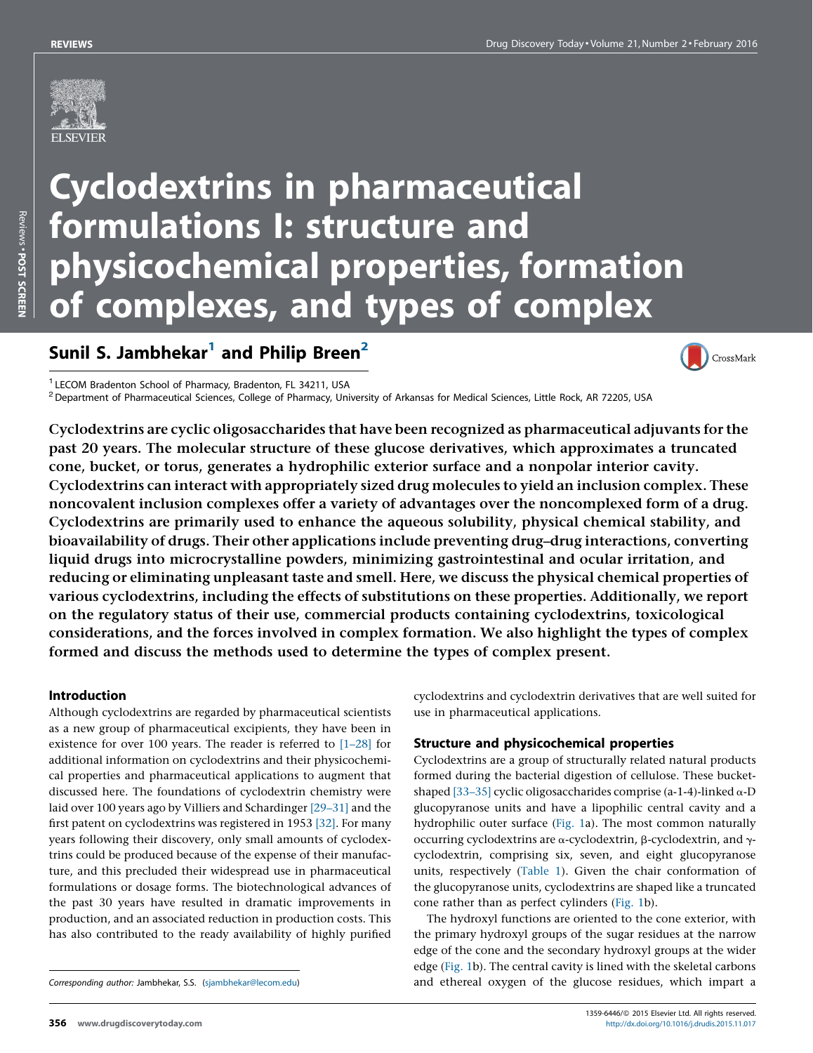# Cyclodextrins in pharmaceutical formulations I: structure and physicochemical properties, formation of complexes, and types of complex

## Sunil S. Jambhekar[1] and Philip Breen[2]

[1] LECOM Bradenton School of Pharmacy, Bradenton, FL 34211, USA
[2] Department of Pharmaceutical Sciences, College of Pharmacy, University of Arkansas for Medical Sciences, Little Rock, AR 72205, USA

**Cyclodextrins are cyclic oligosaccharides that have been recognized as pharmaceutical adjuvants for the past 20 years. The molecular structure of these glucose derivatives, which approximates a truncated cone, bucket, or torus, generates a hydrophilic exterior surface and a nonpolar interior cavity. Cyclodextrins can interact with appropriately sized drug molecules to yield an inclusion complex. These noncovalent inclusion complexes offer a variety of advantages over the noncomplexed form of a drug. Cyclodextrins are primarily used to enhance the aqueous solubility, physical chemical stability, and bioavailability of drugs. Their other applications include preventing drug–drug interactions, converting liquid drugs into microcrystalline powders, minimizing gastrointestinal and ocular irritation, and reducing or eliminating unpleasant taste and smell. Here, we discuss the physical chemical properties of various cyclodextrins, including the effects of substitutions on these properties. Additionally, we report on the regulatory status of their use, commercial products containing cyclodextrins, toxicological considerations, and the forces involved in complex formation. We also highlight the types of complex formed and discuss the methods used to determine the types of complex present.**

### Introduction

Although cyclodextrins are regarded by pharmaceutical scientists as a new group of pharmaceutical excipients, they have been in existence for over 100 years. The reader is referred to [1–28] for additional information on cyclodextrins and their physicochemical properties and pharmaceutical applications to augment that discussed here. The foundations of cyclodextrin chemistry were laid over 100 years ago by Villiers and Schardinger [29–31] and the first patent on cyclodextrins was registered in 1953 [32]. For many years following their discovery, only small amounts of cyclodextrins could be produced because of the expense of their manufacture, and this precluded their widespread use in pharmaceutical formulations or dosage forms. The biotechnological advances of the past 30 years have resulted in dramatic improvements in production, and an associated reduction in production costs. This has also contributed to the ready availability of highly purified cyclodextrins and cyclodextrin derivatives that are well suited for use in pharmaceutical applications.

### Structure and physicochemical properties

Cyclodextrins are a group of structurally related natural products formed during the bacterial digestion of cellulose. These bucket-shaped [33–35] cyclic oligosaccharides comprise (a-1-4)-linked α-D glucopyranose units and have a lipophilic central cavity and a hydrophilic outer surface (Fig. 1a). The most common naturally occurring cyclodextrins are α-cyclodextrin, β-cyclodextrin, and γ-cyclodextrin, comprising six, seven, and eight glucopyranose units, respectively (Table 1). Given the chair conformation of the glucopyranose units, cyclodextrins are shaped like a truncated cone rather than as perfect cylinders (Fig. 1b).

The hydroxyl functions are oriented to the cone exterior, with the primary hydroxyl groups of the sugar residues at the narrow edge of the cone and the secondary hydroxyl groups at the wider edge (Fig. 1b). The central cavity is lined with the skeletal carbons and ethereal oxygen of the glucose residues, which impart a

*Corresponding author:* Jambhekar, S.S. (sjambhekar@lecom.edu)

1359-6446/© 2015 Elsevier Ltd. All rights reserved.
http://dx.doi.org/10.1016/j.drudis.2015.11.017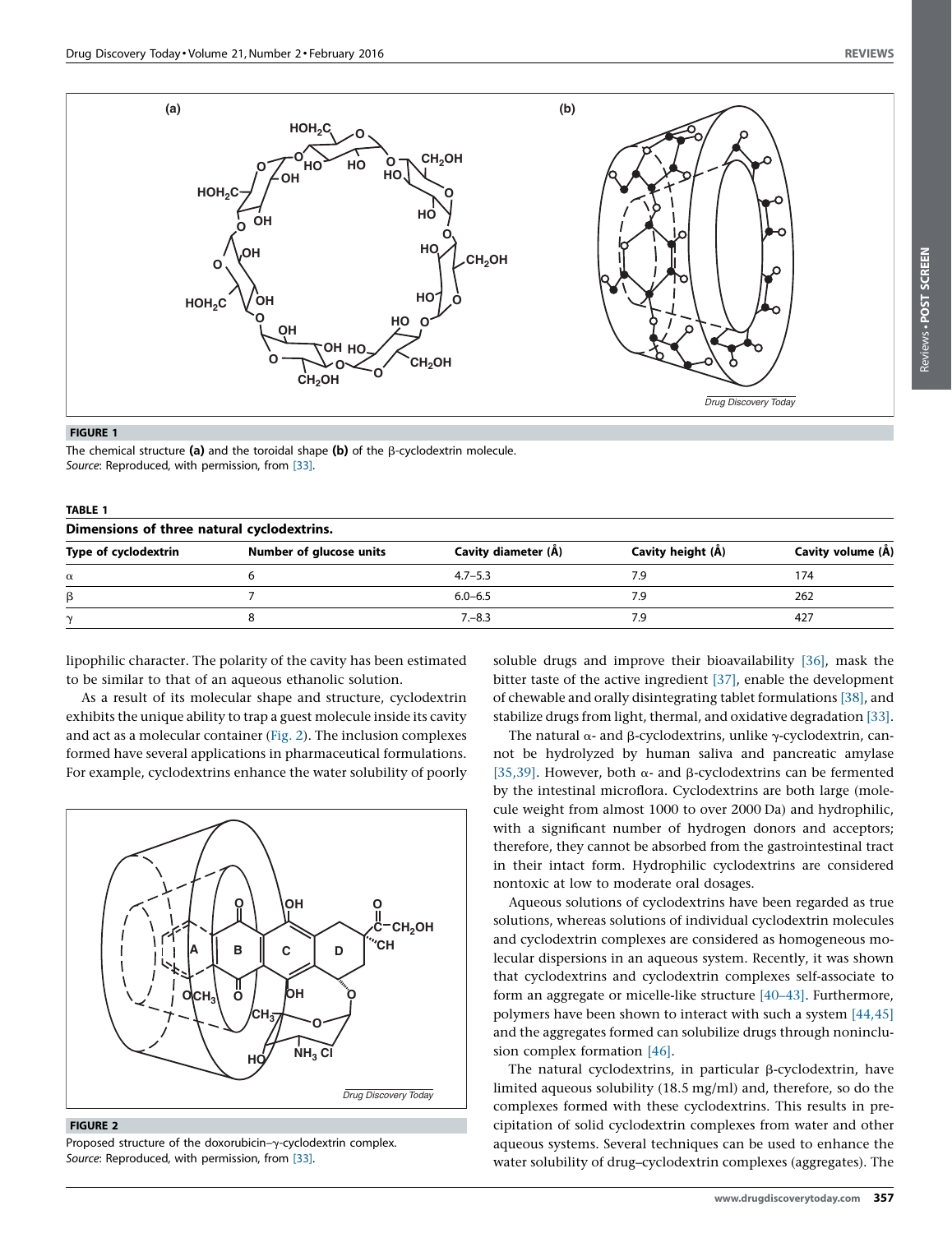**FIGURE 1**

The chemical structure **(a)** and the toroidal shape **(b)** of the β-cyclodextrin molecule.
*Source*: Reproduced, with permission, from [33].

**TABLE 1**

**Dimensions of three natural cyclodextrins.**

| Type of cyclodextrin | Number of glucose units | Cavity diameter (Å) | Cavity height (Å) | Cavity volume (Å) |
|---|---|---|---|---|
| α | 6 | 4.7–5.3 | 7.9 | 174 |
| β | 7 | 6.0–6.5 | 7.9 | 262 |
| γ | 8 | 7.–8.3 | 7.9 | 427 |

lipophilic character. The polarity of the cavity has been estimated to be similar to that of an aqueous ethanolic solution.

As a result of its molecular shape and structure, cyclodextrin exhibits the unique ability to trap a guest molecule inside its cavity and act as a molecular container (Fig. 2). The inclusion complexes formed have several applications in pharmaceutical formulations. For example, cyclodextrins enhance the water solubility of poorly soluble drugs and improve their bioavailability [36], mask the bitter taste of the active ingredient [37], enable the development of chewable and orally disintegrating tablet formulations [38], and stabilize drugs from light, thermal, and oxidative degradation [33].

**FIGURE 2**

Proposed structure of the doxorubicin–γ-cyclodextrin complex.
*Source*: Reproduced, with permission, from [33].

The natural α- and β-cyclodextrins, unlike γ-cyclodextrin, cannot be hydrolyzed by human saliva and pancreatic amylase [35,39]. However, both α- and β-cyclodextrins can be fermented by the intestinal microflora. Cyclodextrins are both large (molecule weight from almost 1000 to over 2000 Da) and hydrophilic, with a significant number of hydrogen donors and acceptors; therefore, they cannot be absorbed from the gastrointestinal tract in their intact form. Hydrophilic cyclodextrins are considered nontoxic at low to moderate oral dosages.

Aqueous solutions of cyclodextrins have been regarded as true solutions, whereas solutions of individual cyclodextrin molecules and cyclodextrin complexes are considered as homogeneous molecular dispersions in an aqueous system. Recently, it was shown that cyclodextrins and cyclodextrin complexes self-associate to form an aggregate or micelle-like structure [40–43]. Furthermore, polymers have been shown to interact with such a system [44,45] and the aggregates formed can solubilize drugs through noninclusion complex formation [46].

The natural cyclodextrins, in particular β-cyclodextrin, have limited aqueous solubility (18.5 mg/ml) and, therefore, so do the complexes formed with these cyclodextrins. This results in precipitation of solid cyclodextrin complexes from water and other aqueous systems. Several techniques can be used to enhance the water solubility of drug–cyclodextrin complexes (aggregates). The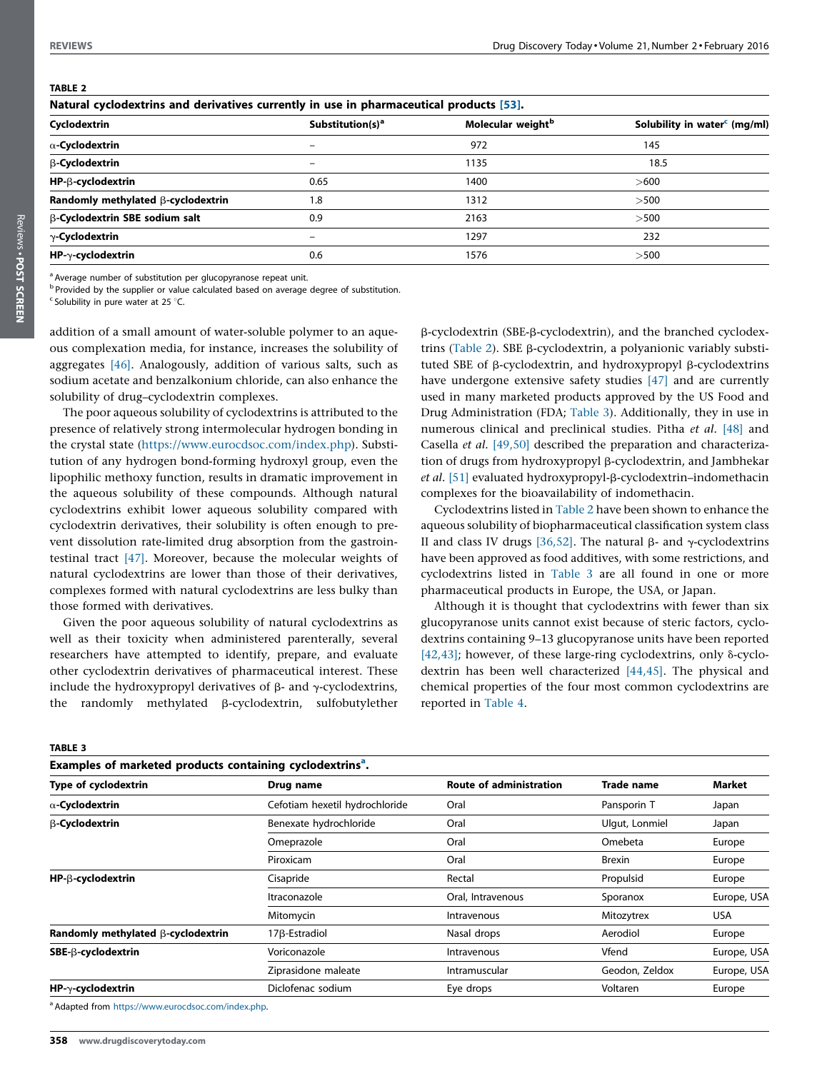**TABLE 2**

**Natural cyclodextrins and derivatives currently in use in pharmaceutical products [53].**

| Cyclodextrin | Substitution(s)[a] | Molecular weight[b] | Solubility in water[c] (mg/ml) |
|---|---|---|---|
| **α-Cyclodextrin** | – | 972 | 145 |
| **β-Cyclodextrin** | – | 1135 | 18.5 |
| **HP-β-cyclodextrin** | 0.65 | 1400 | >600 |
| **Randomly methylated β-cyclodextrin** | 1.8 | 1312 | >500 |
| **β-Cyclodextrin SBE sodium salt** | 0.9 | 2163 | >500 |
| **γ-Cyclodextrin** | – | 1297 | 232 |
| **HP-γ-cyclodextrin** | 0.6 | 1576 | >500 |

[a] Average number of substitution per glucopyranose repeat unit.
[b] Provided by the supplier or value calculated based on average degree of substitution.
[c] Solubility in pure water at 25 °C.

addition of a small amount of water-soluble polymer to an aqueous complexation media, for instance, increases the solubility of aggregates [46]. Analogously, addition of various salts, such as sodium acetate and benzalkonium chloride, can also enhance the solubility of drug–cyclodextrin complexes.

The poor aqueous solubility of cyclodextrins is attributed to the presence of relatively strong intermolecular hydrogen bonding in the crystal state (https://www.eurocdsoc.com/index.php). Substitution of any hydrogen bond-forming hydroxyl group, even the lipophilic methoxy function, results in dramatic improvement in the aqueous solubility of these compounds. Although natural cyclodextrins exhibit lower aqueous solubility compared with cyclodextrin derivatives, their solubility is often enough to prevent dissolution rate-limited drug absorption from the gastrointestinal tract [47]. Moreover, because the molecular weights of natural cyclodextrins are lower than those of their derivatives, complexes formed with natural cyclodextrins are less bulky than those formed with derivatives.

Given the poor aqueous solubility of natural cyclodextrins as well as their toxicity when administered parenterally, several researchers have attempted to identify, prepare, and evaluate other cyclodextrin derivatives of pharmaceutical interest. These include the hydroxypropyl derivatives of β- and γ-cyclodextrins, the randomly methylated β-cyclodextrin, sulfobutylether β-cyclodextrin (SBE-β-cyclodextrin), and the branched cyclodextrins (Table 2). SBE β-cyclodextrin, a polyanionic variably substituted SBE of β-cyclodextrin, and hydroxypropyl β-cyclodextrins have undergone extensive safety studies [47] and are currently used in many marketed products approved by the US Food and Drug Administration (FDA; Table 3). Additionally, they in use in numerous clinical and preclinical studies. Pitha *et al.* [48] and Casella *et al.* [49,50] described the preparation and characterization of drugs from hydroxypropyl β-cyclodextrin, and Jambhekar *et al.* [51] evaluated hydroxypropyl-β-cyclodextrin–indomethacin complexes for the bioavailability of indomethacin.

Cyclodextrins listed in Table 2 have been shown to enhance the aqueous solubility of biopharmaceutical classification system class II and class IV drugs [36,52]. The natural β- and γ-cyclodextrins have been approved as food additives, with some restrictions, and cyclodextrins listed in Table 3 are all found in one or more pharmaceutical products in Europe, the USA, or Japan.

Although it is thought that cyclodextrins with fewer than six glucopyranose units cannot exist because of steric factors, cyclodextrins containing 9–13 glucopyranose units have been reported [42,43]; however, of these large-ring cyclodextrins, only δ-cyclodextrin has been well characterized [44,45]. The physical and chemical properties of the four most common cyclodextrins are reported in Table 4.

**TABLE 3**

**Examples of marketed products containing cyclodextrins[a].**

| Type of cyclodextrin | Drug name | Route of administration | Trade name | Market |
|---|---|---|---|---|
| **α-Cyclodextrin** | Cefotiam hexetil hydrochloride | Oral | Pansporin T | Japan |
| **β-Cyclodextrin** | Benexate hydrochloride | Oral | Ulgut, Lonmiel | Japan |
| | Omeprazole | Oral | Omebeta | Europe |
| | Piroxicam | Oral | Brexin | Europe |
| **HP-β-cyclodextrin** | Cisapride | Rectal | Propulsid | Europe |
| | Itraconazole | Oral, Intravenous | Sporanox | Europe, USA |
| | Mitomycin | Intravenous | Mitozytrex | USA |
| **Randomly methylated β-cyclodextrin** | 17β-Estradiol | Nasal drops | Aerodiol | Europe |
| **SBE-β-cyclodextrin** | Voriconazole | Intravenous | Vfend | Europe, USA |
| | Ziprasidone maleate | Intramuscular | Geodon, Zeldox | Europe, USA |
| **HP-γ-cyclodextrin** | Diclofenac sodium | Eye drops | Voltaren | Europe |

[a] Adapted from https://www.eurocdsoc.com/index.php.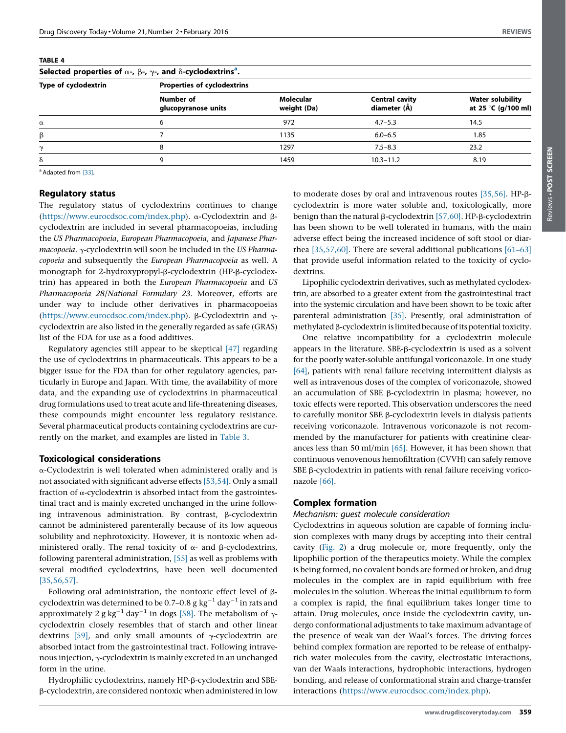**TABLE 4**

**Selected properties of α-, β-, γ-, and δ-cyclodextrins[a].**

| Type of cyclodextrin | Properties of cyclodextrins | | | |
|---|---|---|---|---|
| | Number of glucopyranose units | Molecular weight (Da) | Central cavity diameter (Å) | Water solubility at 25 °C (g/100 ml) |
| α | 6 | 972 | 4.7–5.3 | 14.5 |
| β | 7 | 1135 | 6.0–6.5 | 1.85 |
| γ | 8 | 1297 | 7.5–8.3 | 23.2 |
| δ | 9 | 1459 | 10.3–11.2 | 8.19 |

[a] Adapted from [33].

## Regulatory status

The regulatory status of cyclodextrins continues to change (https://www.eurocdsoc.com/index.php). α-Cyclodextrin and β-cyclodextrin are included in several pharmacopoeias, including the *US Pharmacopoeia*, *European Pharmacopoeia*, and *Japanese Pharmacopoeia*. γ-cyclodextrin will soon be included in the *US Pharmacopoeia* and subsequently the *European Pharmacopoeia* as well. A monograph for 2-hydroxypropyl-β-cyclodextrin (HP-β-cyclodextrin) has appeared in both the *European Pharmacopoeia* and *US Pharmacopoeia 28/National Formulary 23*. Moreover, efforts are under way to include other derivatives in pharmacopoeias (https://www.eurocdsoc.com/index.php). β-Cyclodextrin and γ-cyclodextrin are also listed in the generally regarded as safe (GRAS) list of the FDA for use as a food additives.

Regulatory agencies still appear to be skeptical [47] regarding the use of cyclodextrins in pharmaceuticals. This appears to be a bigger issue for the FDA than for other regulatory agencies, particularly in Europe and Japan. With time, the availability of more data, and the expanding use of cyclodextrins in pharmaceutical drug formulations used to treat acute and life-threatening diseases, these compounds might encounter less regulatory resistance. Several pharmaceutical products containing cyclodextrins are currently on the market, and examples are listed in Table 3.

## Toxicological considerations

α-Cyclodextrin is well tolerated when administered orally and is not associated with significant adverse effects [53,54]. Only a small fraction of α-cyclodextrin is absorbed intact from the gastrointestinal tract and is mainly excreted unchanged in the urine following intravenous administration. By contrast, β-cyclodextrin cannot be administered parenterally because of its low aqueous solubility and nephrotoxicity. However, it is nontoxic when administered orally. The renal toxicity of α- and β-cyclodextrins, following parenteral administration, [55] as well as problems with several modified cyclodextrins, have been well documented [35,56,57].

Following oral administration, the nontoxic effect level of β-cyclodextrin was determined to be 0.7–0.8 g $kg^{-1}$ $day^{-1}$ in rats and approximately 2 g $kg^{-1}$ $day^{-1}$ in dogs [58]. The metabolism of γ-cyclodextrin closely resembles that of starch and other linear dextrins [59], and only small amounts of γ-cyclodextrin are absorbed intact from the gastrointestinal tract. Following intravenous injection, γ-cyclodextrin is mainly excreted in an unchanged form in the urine.

Hydrophilic cyclodextrins, namely HP-β-cyclodextrin and SBE-β-cyclodextrin, are considered nontoxic when administered in low to moderate doses by oral and intravenous routes [35,56]. HP-β-cyclodextrin is more water soluble and, toxicologically, more benign than the natural β-cyclodextrin [57,60]. HP-β-cyclodextrin has been shown to be well tolerated in humans, with the main adverse effect being the increased incidence of soft stool or diarrhea [35,57,60]. There are several additional publications [61–63] that provide useful information related to the toxicity of cyclodextrins.

Lipophilic cyclodextrin derivatives, such as methylated cyclodextrin, are absorbed to a greater extent from the gastrointestinal tract into the systemic circulation and have been shown to be toxic after parenteral administration [35]. Presently, oral administration of methylated β-cyclodextrin is limited because of its potential toxicity.

One relative incompatibility for a cyclodextrin molecule appears in the literature. SBE-β-cyclodextrin is used as a solvent for the poorly water-soluble antifungal voriconazole. In one study [64], patients with renal failure receiving intermittent dialysis as well as intravenous doses of the complex of voriconazole, showed an accumulation of SBE β-cyclodextrin in plasma; however, no toxic effects were reported. This observation underscores the need to carefully monitor SBE β-cyclodextrin levels in dialysis patients receiving voriconazole. Intravenous voriconazole is not recommended by the manufacturer for patients with creatinine clearances less than 50 ml/min [65]. However, it has been shown that continuous venovenous hemofiltration (CVVH) can safely remove SBE β-cyclodextrin in patients with renal failure receiving voriconazole [66].

## Complex formation

### *Mechanism: guest molecule consideration*

Cyclodextrins in aqueous solution are capable of forming inclusion complexes with many drugs by accepting into their central cavity (Fig. 2) a drug molecule or, more frequently, only the lipophilic portion of the therapeutics moiety. While the complex is being formed, no covalent bonds are formed or broken, and drug molecules in the complex are in rapid equilibrium with free molecules in the solution. Whereas the initial equilibrium to form a complex is rapid, the final equilibrium takes longer time to attain. Drug molecules, once inside the cyclodextrin cavity, undergo conformational adjustments to take maximum advantage of the presence of weak van der Waal's forces. The driving forces behind complex formation are reported to be release of enthalpy-rich water molecules from the cavity, electrostatic interactions, van der Waals interactions, hydrophobic interactions, hydrogen bonding, and release of conformational strain and charge-transfer interactions (https://www.eurocdsoc.com/index.php).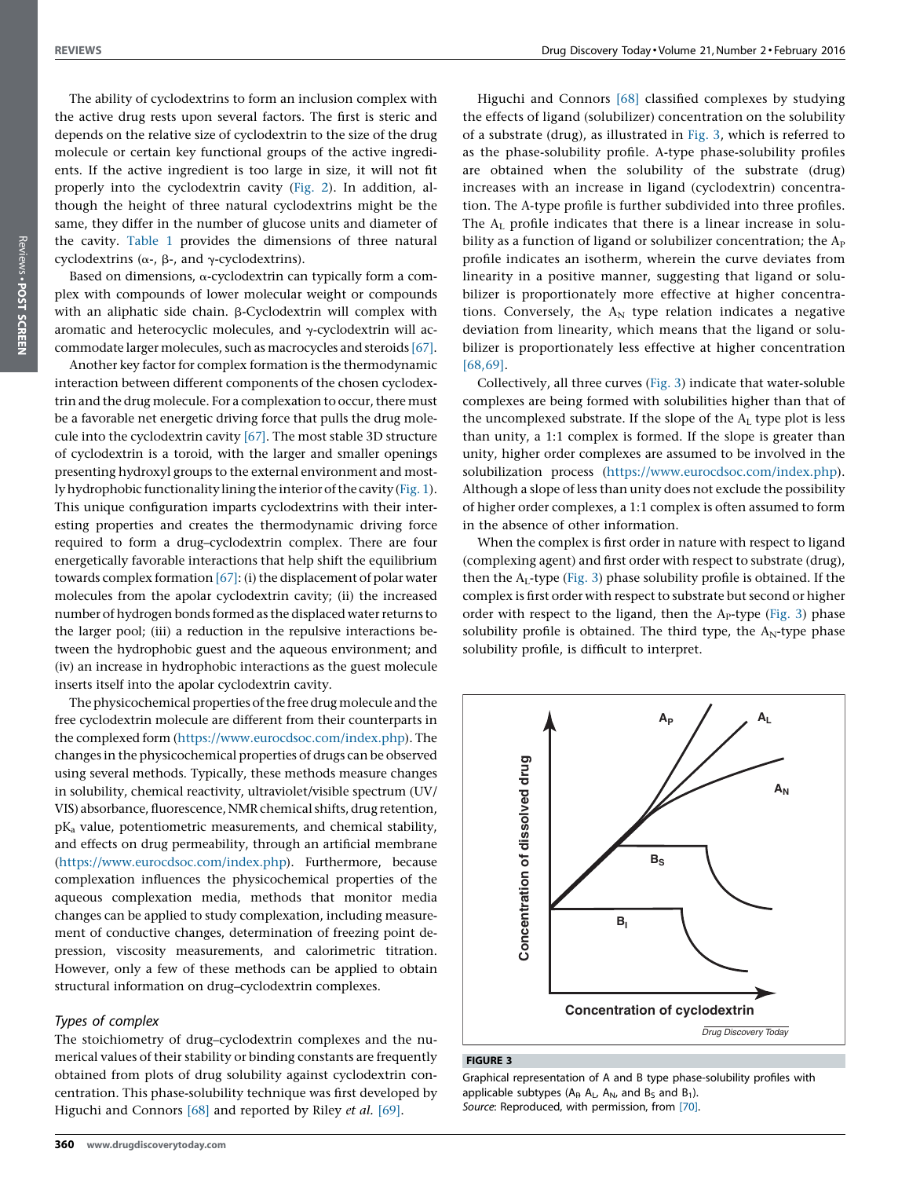The ability of cyclodextrins to form an inclusion complex with the active drug rests upon several factors. The first is steric and depends on the relative size of cyclodextrin to the size of the drug molecule or certain key functional groups of the active ingredients. If the active ingredient is too large in size, it will not fit properly into the cyclodextrin cavity (Fig. 2). In addition, although the height of three natural cyclodextrins might be the same, they differ in the number of glucose units and diameter of the cavity. Table 1 provides the dimensions of three natural cyclodextrins (α-, β-, and γ-cyclodextrins).

Based on dimensions, α-cyclodextrin can typically form a complex with compounds of lower molecular weight or compounds with an aliphatic side chain. β-Cyclodextrin will complex with aromatic and heterocyclic molecules, and γ-cyclodextrin will accommodate larger molecules, such as macrocycles and steroids [67].

Another key factor for complex formation is the thermodynamic interaction between different components of the chosen cyclodextrin and the drug molecule. For a complexation to occur, there must be a favorable net energetic driving force that pulls the drug molecule into the cyclodextrin cavity [67]. The most stable 3D structure of cyclodextrin is a toroid, with the larger and smaller openings presenting hydroxyl groups to the external environment and mostly hydrophobic functionality lining the interior of the cavity (Fig. 1). This unique configuration imparts cyclodextrins with their interesting properties and creates the thermodynamic driving force required to form a drug–cyclodextrin complex. There are four energetically favorable interactions that help shift the equilibrium towards complex formation [67]: (i) the displacement of polar water molecules from the apolar cyclodextrin cavity; (ii) the increased number of hydrogen bonds formed as the displaced water returns to the larger pool; (iii) a reduction in the repulsive interactions between the hydrophobic guest and the aqueous environment; and (iv) an increase in hydrophobic interactions as the guest molecule inserts itself into the apolar cyclodextrin cavity.

The physicochemical properties of the free drug molecule and the free cyclodextrin molecule are different from their counterparts in the complexed form (https://www.eurocdsoc.com/index.php). The changes in the physicochemical properties of drugs can be observed using several methods. Typically, these methods measure changes in solubility, chemical reactivity, ultraviolet/visible spectrum (UV/VIS) absorbance, fluorescence, NMR chemical shifts, drug retention, $pK_a$ value, potentiometric measurements, and chemical stability, and effects on drug permeability, through an artificial membrane (https://www.eurocdsoc.com/index.php). Furthermore, because complexation influences the physicochemical properties of the aqueous complexation media, methods that monitor media changes can be applied to study complexation, including measurement of conductive changes, determination of freezing point depression, viscosity measurements, and calorimetric titration. However, only a few of these methods can be applied to obtain structural information on drug–cyclodextrin complexes.

### *Types of complex*

The stoichiometry of drug–cyclodextrin complexes and the numerical values of their stability or binding constants are frequently obtained from plots of drug solubility against cyclodextrin concentration. This phase-solubility technique was first developed by Higuchi and Connors [68] and reported by Riley *et al.* [69].

Higuchi and Connors [68] classified complexes by studying the effects of ligand (solubilizer) concentration on the solubility of a substrate (drug), as illustrated in Fig. 3, which is referred to as the phase-solubility profile. A-type phase-solubility profiles are obtained when the solubility of the substrate (drug) increases with an increase in ligand (cyclodextrin) concentration. The A-type profile is further subdivided into three profiles. The $A_L$ profile indicates that there is a linear increase in solubility as a function of ligand or solubilizer concentration; the $A_P$ profile indicates an isotherm, wherein the curve deviates from linearity in a positive manner, suggesting that ligand or solubilizer is proportionately more effective at higher concentrations. Conversely, the $A_N$ type relation indicates a negative deviation from linearity, which means that the ligand or solubilizer is proportionately less effective at higher concentration [68,69].

Collectively, all three curves (Fig. 3) indicate that water-soluble complexes are being formed with solubilities higher than that of the uncomplexed substrate. If the slope of the $A_L$ type plot is less than unity, a 1:1 complex is formed. If the slope is greater than unity, higher order complexes are assumed to be involved in the solubilization process (https://www.eurocdsoc.com/index.php). Although a slope of less than unity does not exclude the possibility of higher order complexes, a 1:1 complex is often assumed to form in the absence of other information.

When the complex is first order in nature with respect to ligand (complexing agent) and first order with respect to substrate (drug), then the $A_L$-type (Fig. 3) phase solubility profile is obtained. If the complex is first order with respect to substrate but second or higher order with respect to the ligand, then the $A_P$-type (Fig. 3) phase solubility profile is obtained. The third type, the $A_N$-type phase solubility profile, is difficult to interpret.

**FIGURE 3**

Graphical representation of A and B type phase-solubility profiles with applicable subtypes ($A_P$, $A_L$, $A_N$, and $B_S$ and $B_I$).
*Source*: Reproduced, with permission, from [70].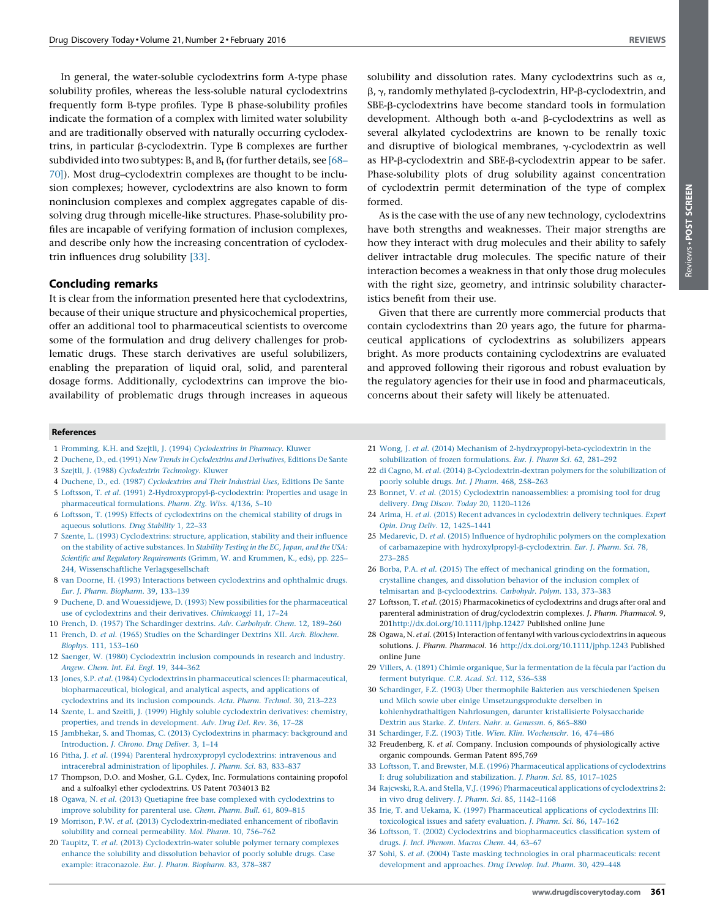In general, the water-soluble cyclodextrins form A-type phase solubility profiles, whereas the less-soluble natural cyclodextrins frequently form B-type profiles. Type B phase-solubility profiles indicate the formation of a complex with limited water solubility and are traditionally observed with naturally occurring cyclodextrins, in particular β-cyclodextrin. Type B complexes are further subdivided into two subtypes: $B_s$ and $B_t$ (for further details, see [68–70]). Most drug–cyclodextrin complexes are thought to be inclusion complexes; however, cyclodextrins are also known to form noninclusion complexes and complex aggregates capable of dissolving drug through micelle-like structures. Phase-solubility profiles are incapable of verifying formation of inclusion complexes, and describe only how the increasing concentration of cyclodextrin influences drug solubility [33].

## Concluding remarks

It is clear from the information presented here that cyclodextrins, because of their unique structure and physicochemical properties, offer an additional tool to pharmaceutical scientists to overcome some of the formulation and drug delivery challenges for problematic drugs. These starch derivatives are useful solubilizers, enabling the preparation of liquid oral, solid, and parenteral dosage forms. Additionally, cyclodextrins can improve the bioavailability of problematic drugs through increases in aqueous solubility and dissolution rates. Many cyclodextrins such as α, β, γ, randomly methylated β-cyclodextrin, HP-β-cyclodextrin, and SBE-β-cyclodextrins have become standard tools in formulation development. Although both α-and β-cyclodextrins as well as several alkylated cyclodextrins are known to be renally toxic and disruptive of biological membranes, γ-cyclodextrin as well as HP-β-cyclodextrin and SBE-β-cyclodextrin appear to be safer. Phase-solubility plots of drug solubility against concentration of cyclodextrin permit determination of the type of complex formed.

As is the case with the use of any new technology, cyclodextrins have both strengths and weaknesses. Their major strengths are how they interact with drug molecules and their ability to safely deliver intractable drug molecules. The specific nature of their interaction becomes a weakness in that only those drug molecules with the right size, geometry, and intrinsic solubility characteristics benefit from their use.

Given that there are currently more commercial products that contain cyclodextrins than 20 years ago, the future for pharmaceutical applications of cyclodextrins as solubilizers appears bright. As more products containing cyclodextrins are evaluated and approved following their rigorous and robust evaluation by the regulatory agencies for their use in food and pharmaceuticals, concerns about their safety will likely be attenuated.

## References

1 Fromming, K.H. and Szejtli, J. (1994) *Cyclodextrins in Pharmacy*. Kluwer
2 Duchene, D., ed. (1991) *New Trends in Cyclodextrins and Derivatives*, Editions De Sante
3 Szejtli, J. (1988) *Cyclodextrin Technology*. Kluwer
4 Duchene, D., ed. (1987) *Cyclodextrins and Their Industrial Uses*, Editions De Sante
5 Loftsson, T. *et al.* (1991) 2-Hydroxypropyl-β-cyclodextrin: Properties and usage in pharmaceutical formulations. *Pharm. Ztg. Wiss.* 4/136, 5–10
6 Loftsson, T. (1995) Effects of cyclodextrins on the chemical stability of drugs in aqueous solutions. *Drug Stability* 1, 22–33
7 Szente, L. (1993) Cyclodextrins: structure, application, stability and their influence on the stability of active substances. In *Stability Testing in the EC, Japan, and the USA: Scientific and Regulatory Requirements* (Grimm, W. and Krummen, K., eds), pp. 225–244, Wissenschaftliche Verlagsgesellschaft
8 van Doorne, H. (1993) Interactions between cyclodextrins and ophthalmic drugs. *Eur. J. Pharm. Biopharm.* 39, 133–139
9 Duchene, D. and Wouessidjewe, D. (1993) New possibilities for the pharmaceutical use of cyclodextrins and their derivatives. *Chimicaoggi* 11, 17–24
10 French, D. (1957) The Schardinger dextrins. *Adv. Carbohydr. Chem.* 12, 189–260
11 French, D. *et al.* (1965) Studies on the Schardinger Dextrins XII. *Arch. Biochem. Biophys.* 111, 153–160
12 Saenger, W. (1980) Cyclodextrin inclusion compounds in research and industry. *Angew. Chem. Int. Ed. Engl.* 19, 344–362
13 Jones, S.P. *et al.* (1984) Cyclodextrins in pharmaceutical sciences II: pharmaceutical, biopharmaceutical, biological, and analytical aspects, and applications of cyclodextrins and its inclusion compounds. *Acta. Pharm. Technol.* 30, 213–223
14 Szente, L. and Szeitli, J. (1999) Highly soluble cyclodextrin derivatives: chemistry, properties, and trends in development. *Adv. Drug Del. Rev.* 36, 17–28
15 Jambhekar, S. and Thomas, C. (2013) Cyclodextrins in pharmacy: background and Introduction. *J. Chrono. Drug Deliver.* 3, 1–14
16 Pitha, J. *et al.* (1994) Parenteral hydroxypropyl cyclodextrins: intravenous and intracerebral administration of lipophiles. *J. Pharm. Sci.* 83, 833–837
17 Thompson, D.O. and Mosher, G.L. Cydex, Inc. Formulations containing propofol and a sulfoalkyl ether cyclodextrins. US Patent 7034013 B2
18 Ogawa, N. *et al.* (2013) Quetiapine free base complexed with cyclodextrins to improve solubility for parenteral use. *Chem. Pharm. Bull.* 61, 809–815
19 Morrison, P.W. *et al.* (2013) Cyclodextrin-mediated enhancement of riboflavin solubility and corneal permeability. *Mol. Pharm.* 10, 756–762
20 Taupitz, T. *et al.* (2013) Cyclodextrin-water soluble polymer ternary complexes enhance the solubility and dissolution behavior of poorly soluble drugs. Case example: itraconazole. *Eur. J. Pharm. Biopharm.* 83, 378–387
21 Wong, J. *et al.* (2014) Mechanism of 2-hydrxypropyl-beta-cyclodextrin in the solubilization of frozen formulations. *Eur. J. Pharm Sci.* 62, 281–292
22 di Cagno, M. *et al.* (2014) β-Cyclodextrin-dextran polymers for the solubilization of poorly soluble drugs. *Int. J Pharm.* 468, 258–263
23 Bonnet, V. *et al.* (2015) Cyclodextrin nanoassemblies: a promising tool for drug delivery. *Drug Discov. Today* 20, 1120–1126
24 Arima, H. *et al.* (2015) Recent advances in cyclodextrin delivery techniques. *Expert Opin. Drug Deliv.* 12, 1425–1441
25 Medarevic, D. *et al.* (2015) Influence of hydrophilic polymers on the complexation of carbamazepine with hydroxylpropyl-β-cyclodextrin. *Eur. J. Pharm. Sci.* 78, 273–285
26 Borba, P.A. *et al.* (2015) The effect of mechanical grinding on the formation, crystalline changes, and dissolution behavior of the inclusion complex of telmisartan and β-cycloodextrins. *Carbohydr. Polym.* 133, 373–383
27 Loftsson, T. *et al.* (2015) Pharmacokinetics of cyclodextrins and drugs after oral and parenteral administration of drug/cyclodextrin complexes. *J. Pharm. Pharmacol.* 9, 201http://dx.doi.org/10.1111/jphp.12427 Published online June
28 Ogawa, N. *et al.* (2015) Interaction of fentanyl with various cyclodextrins in aqueous solutions. *J. Pharm. Pharmacol.* 16 http://dx.doi.org/10.1111/jphp.1243 Published online June
29 Villers, A. (1891) Chimie organique, Sur la fermentation de la fécula par l'action du ferment butyrique. *C.R. Acad. Sci.* 112, 536–538
30 Schardinger, F.Z. (1903) Uber thermophile Bakterien aus verschiedenen Speisen und Milch sowie uber einige Umsetzungsprodukte derselben in kohlenhydrathaltigen Nahrlosungen, darunter kristallisierte Polysaccharide Dextrin aus Starke. *Z. Unters. Nahr. u. Genussm.* 6, 865–880
31 Schardinger, F.Z. (1903) Title. *Wien. Klin. Wochenschr.* 16, 474–486
32 Freudenberg, K. *et al.* Company. Inclusion compounds of physiologically active organic compounds. German Patent 895,769
33 Loftsson, T. and Brewster, M.E. (1996) Pharmaceutical applications of cyclodextrins I: drug solubilization and stabilization. *J. Pharm. Sci.* 85, 1017–1025
34 Rajcwski, R.A. and Stella, V.J. (1996) Pharmaceutical applications of cyclodextrins 2: in vivo drug delivery. *J. Pharm. Sci.* 85, 1142–1168
35 Irie, T. and Uekama, K. (1997) Pharmaceutical applications of cyclodextrins III: toxicological issues and safety evaluation. *J. Pharm. Sci.* 86, 147–162
36 Loftsson, T. (2002) Cyclodextrins and biopharmaceutics classification system of drugs. *J. Incl. Phenom. Macros Chem.* 44, 63–67
37 Sohi, S. *et al.* (2004) Taste masking technologies in oral pharmaceuticals: recent development and approaches. *Drug Develop. Ind. Pharm.* 30, 429–448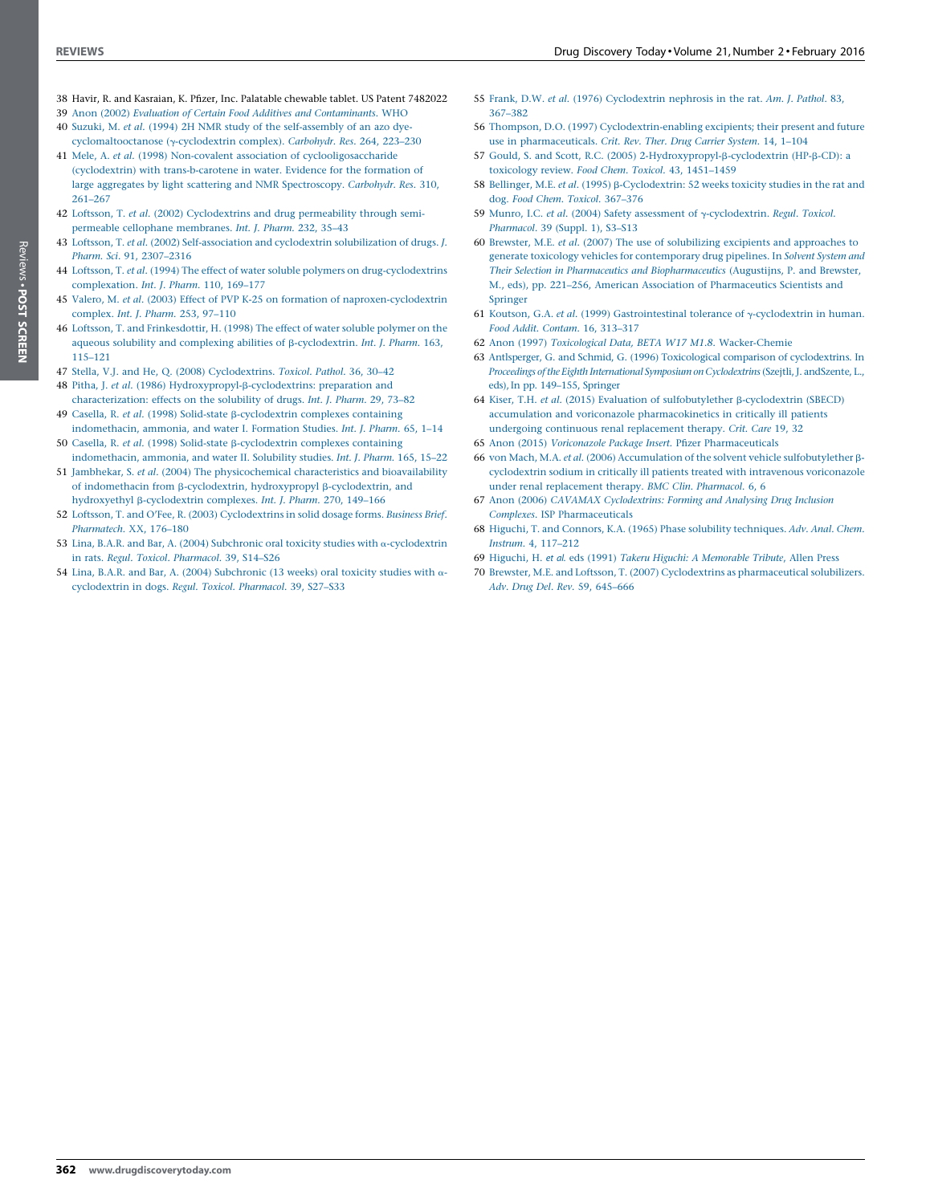38 Havir, R. and Kasraian, K. Pfizer, Inc. Palatable chewable tablet. US Patent 7482022

39 Anon (2002) *Evaluation of Certain Food Additives and Contaminants*. WHO

40 Suzuki, M. *et al*. (1994) 2H NMR study of the self-assembly of an azo dye-cyclomaltooctanose (γ-cyclodextrin complex). *Carbohydr. Res*. 264, 223–230

41 Mele, A. *et al*. (1998) Non-covalent association of cyclooligosaccharide (cyclodextrin) with trans-b-carotene in water. Evidence for the formation of large aggregates by light scattering and NMR Spectroscopy. *Carbohydr. Res*. 310, 261–267

42 Loftsson, T. *et al*. (2002) Cyclodextrins and drug permeability through semi-permeable cellophane membranes. *Int. J. Pharm*. 232, 35–43

43 Loftsson, T. *et al*. (2002) Self-association and cyclodextrin solubilization of drugs. *J. Pharm. Sci*. 91, 2307–2316

44 Loftsson, T. *et al*. (1994) The effect of water soluble polymers on drug-cyclodextrins complexation. *Int. J. Pharm*. 110, 169–177

45 Valero, M. *et al*. (2003) Effect of PVP K-25 on formation of naproxen-cyclodextrin complex. *Int. J. Pharm*. 253, 97–110

46 Loftsson, T. and Frinkesdottir, H. (1998) The effect of water soluble polymer on the aqueous solubility and complexing abilities of β-cyclodextrin. *Int. J. Pharm*. 163, 115–121

47 Stella, V.J. and He, Q. (2008) Cyclodextrins. *Toxicol. Pathol*. 36, 30–42

48 Pitha, J. *et al*. (1986) Hydroxypropyl-β-cyclodextrins: preparation and characterization: effects on the solubility of drugs. *Int. J. Pharm*. 29, 73–82

49 Casella, R. *et al*. (1998) Solid-state β-cyclodextrin complexes containing indomethacin, ammonia, and water I. Formation Studies. *Int. J. Pharm*. 65, 1–14

50 Casella, R. *et al*. (1998) Solid-state β-cyclodextrin complexes containing indomethacin, ammonia, and water II. Solubility studies. *Int. J. Pharm*. 165, 15–22

51 Jambhekar, S. *et al*. (2004) The physicochemical characteristics and bioavailability of indomethacin from β-cyclodextrin, hydroxypropyl β-cyclodextrin, and hydroxyethyl β-cyclodextrin complexes. *Int. J. Pharm*. 270, 149–166

52 Loftsson, T. and O'Fee, R. (2003) Cyclodextrins in solid dosage forms. *Business Brief. Pharmatech*. XX, 176–180

53 Lina, B.A.R. and Bar, A. (2004) Subchronic oral toxicity studies with α-cyclodextrin in rats. *Regul. Toxicol. Pharmacol*. 39, S14–S26

54 Lina, B.A.R. and Bar, A. (2004) Subchronic (13 weeks) oral toxicity studies with α-cyclodextrin in dogs. *Regul. Toxicol. Pharmacol*. 39, S27–S33

55 Frank, D.W. *et al*. (1976) Cyclodextrin nephrosis in the rat. *Am. J. Pathol*. 83, 367–382

56 Thompson, D.O. (1997) Cyclodextrin-enabling excipients; their present and future use in pharmaceuticals. *Crit. Rev. Ther. Drug Carrier System*. 14, 1–104

57 Gould, S. and Scott, R.C. (2005) 2-Hydroxypropyl-β-cyclodextrin (HP-β-CD): a toxicology review. *Food Chem. Toxicol*. 43, 1451–1459

58 Bellinger, M.E. *et al*. (1995) β-Cyclodextrin: 52 weeks toxicity studies in the rat and dog. *Food Chem. Toxicol*. 367–376

59 Munro, I.C. *et al*. (2004) Safety assessment of γ-cyclodextrin. *Regul. Toxicol. Pharmacol*. 39 (Suppl. 1), S3–S13

60 Brewster, M.E. *et al*. (2007) The use of solubilizing excipients and approaches to generate toxicology vehicles for contemporary drug pipelines. In *Solvent System and Their Selection in Pharmaceutics and Biopharmaceutics* (Augustijns, P. and Brewster, M., eds), pp. 221–256, American Association of Pharmaceutics Scientists and Springer

61 Koutson, G.A. *et al*. (1999) Gastrointestinal tolerance of γ-cyclodextrin in human. *Food Addit. Contam*. 16, 313–317

62 Anon (1997) *Toxicological Data, BETA W17 M1.8*. Wacker-Chemie

63 Antlsperger, G. and Schmid, G. (1996) Toxicological comparison of cyclodextrins. In *Proceedings of the Eighth International Symposium on Cyclodextrins* (Szejtli, J. andSzente, L., eds), In pp. 149–155, Springer

64 Kiser, T.H. *et al*. (2015) Evaluation of sulfobutylether β-cyclodextrin (SBECD) accumulation and voriconazole pharmacokinetics in critically ill patients undergoing continuous renal replacement therapy. *Crit. Care* 19, 32

65 Anon (2015) *Voriconazole Package Insert*. Pfizer Pharmaceuticals

66 von Mach, M.A. *et al*. (2006) Accumulation of the solvent vehicle sulfobutylether β-cyclodextrin sodium in critically ill patients treated with intravenous voriconazole under renal replacement therapy. *BMC Clin. Pharmacol*. 6, 6

67 Anon (2006) *CAVAMAX Cyclodextrins: Forming and Analysing Drug Inclusion Complexes*. ISP Pharmaceuticals

68 Higuchi, T. and Connors, K.A. (1965) Phase solubility techniques. *Adv. Anal. Chem. Instrum*. 4, 117–212

69 Higuchi, H. *et al*. eds (1991) *Takeru Higuchi: A Memorable Tribute*, Allen Press

70 Brewster, M.E. and Loftsson, T. (2007) Cyclodextrins as pharmaceutical solubilizers. *Adv. Drug Del. Rev*. 59, 645–666